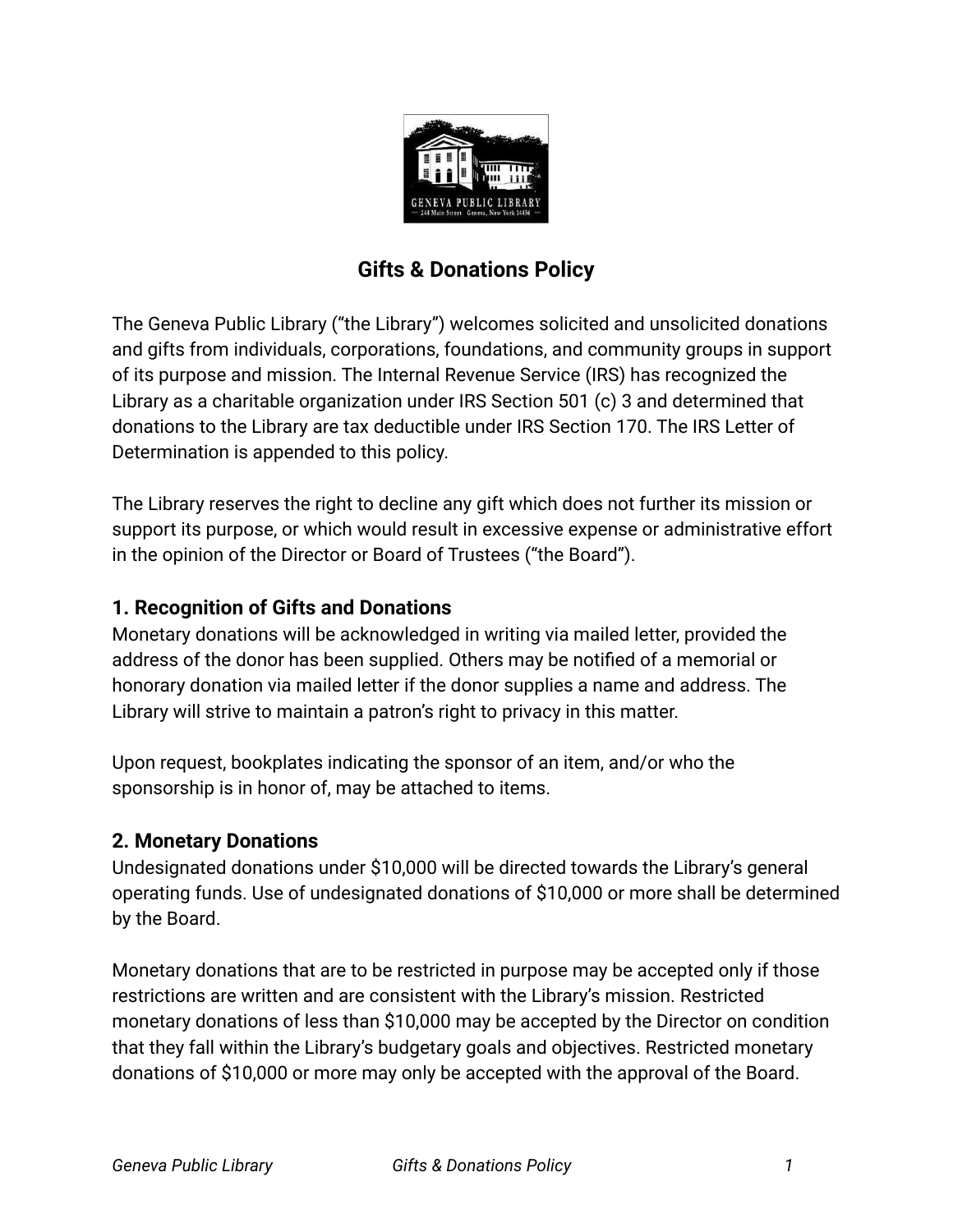# Gifts & Donations Policy

The Geneva Public Library ("the Library") welcomes solicited and unsolicited donations and gifts from individuals, corporations, foundations, and community groups in support of its purpose and mission. The Internal Revenue Service (IRS) has recognized the Library as a charitable organization under IRS Section 501 (c) 3 and determined that donations to the Library are tax deductible under IRS Section 170. The IRS Letter of Determination is appended to this policy.

The Library reserves the right to decline any gift which does not further its mission or support its purpose, or which would result in excessive expense or administrative effort in the opinion of the Director or Board of Trustees ("the Board").

## 1. Recognition of Gifts and Donations

Monetary donations will be acknowledged in writing via mailed letter, provided the address of the donor has been supplied. Others may be notified of a memorial or honorary donation via mailed letter if the donor supplies a name and address. The Library will strive to maintain a patron's right to privacy in this matter.

Upon request, bookplates indicating the sponsor of an item, and/or who the sponsorship is in honor of, may be attached to items.

## 2. Monetary Donations

Undesignated donations under $10,000 will be directed towards the Library's general operating funds. Use of undesignated donations of $10,000 or more shall be determined by the Board.

Monetary donations that are to be restricted in purpose may be accepted only if those restrictions are written and are consistent with the Library's mission. Restricted monetary donations of less than $10,000 may be accepted by the Director on condition that they fall within the Library's budgetary goals and objectives. Restricted monetary donations of $10,000 or more may only be accepted with the approval of the Board.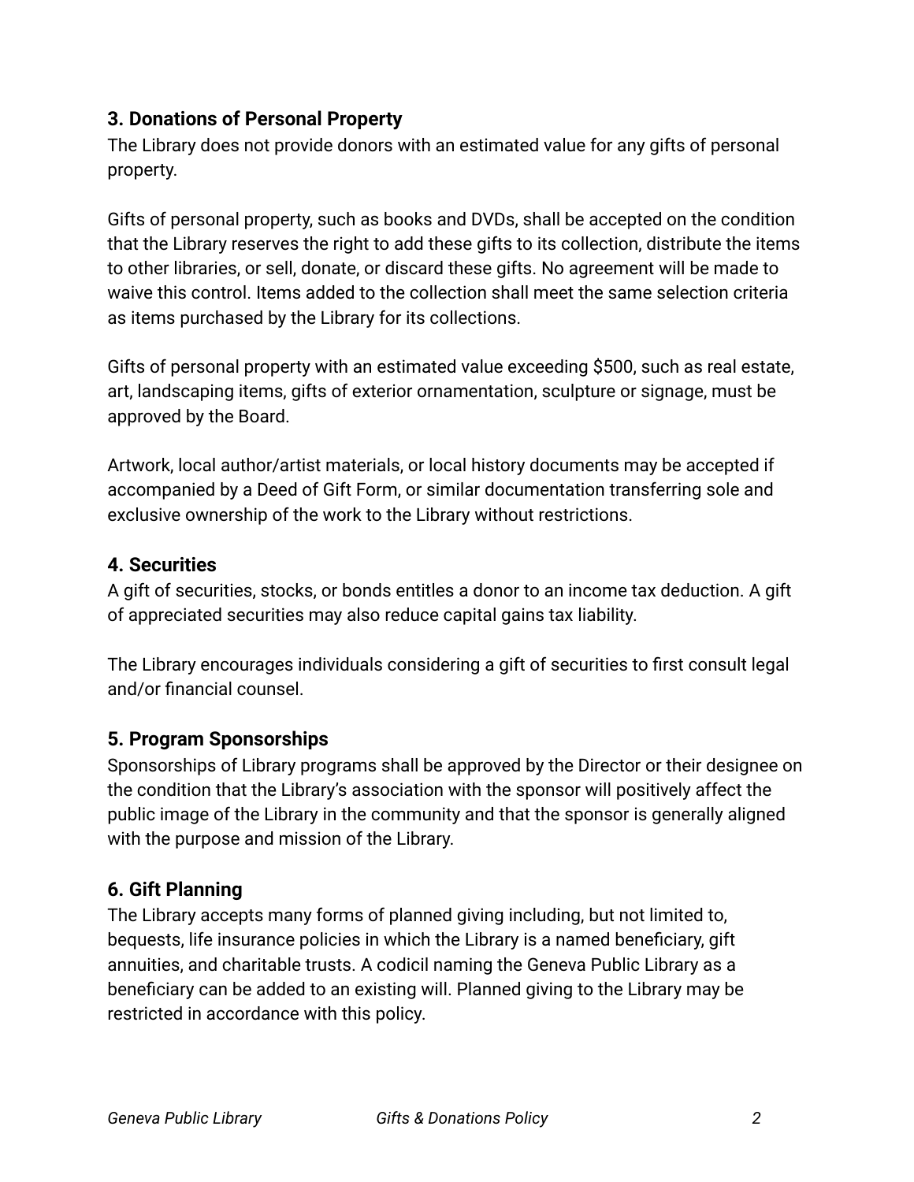### 3. Donations of Personal Property

The Library does not provide donors with an estimated value for any gifts of personal property.

Gifts of personal property, such as books and DVDs, shall be accepted on the condition that the Library reserves the right to add these gifts to its collection, distribute the items to other libraries, or sell, donate, or discard these gifts. No agreement will be made to waive this control. Items added to the collection shall meet the same selection criteria as items purchased by the Library for its collections.

Gifts of personal property with an estimated value exceeding $500, such as real estate, art, landscaping items, gifts of exterior ornamentation, sculpture or signage, must be approved by the Board.

Artwork, local author/artist materials, or local history documents may be accepted if accompanied by a Deed of Gift Form, or similar documentation transferring sole and exclusive ownership of the work to the Library without restrictions.

### 4. Securities

A gift of securities, stocks, or bonds entitles a donor to an income tax deduction. A gift of appreciated securities may also reduce capital gains tax liability.

The Library encourages individuals considering a gift of securities to first consult legal and/or financial counsel.

### 5. Program Sponsorships

Sponsorships of Library programs shall be approved by the Director or their designee on the condition that the Library's association with the sponsor will positively affect the public image of the Library in the community and that the sponsor is generally aligned with the purpose and mission of the Library.

### 6. Gift Planning

The Library accepts many forms of planned giving including, but not limited to, bequests, life insurance policies in which the Library is a named beneficiary, gift annuities, and charitable trusts. A codicil naming the Geneva Public Library as a beneficiary can be added to an existing will. Planned giving to the Library may be restricted in accordance with this policy.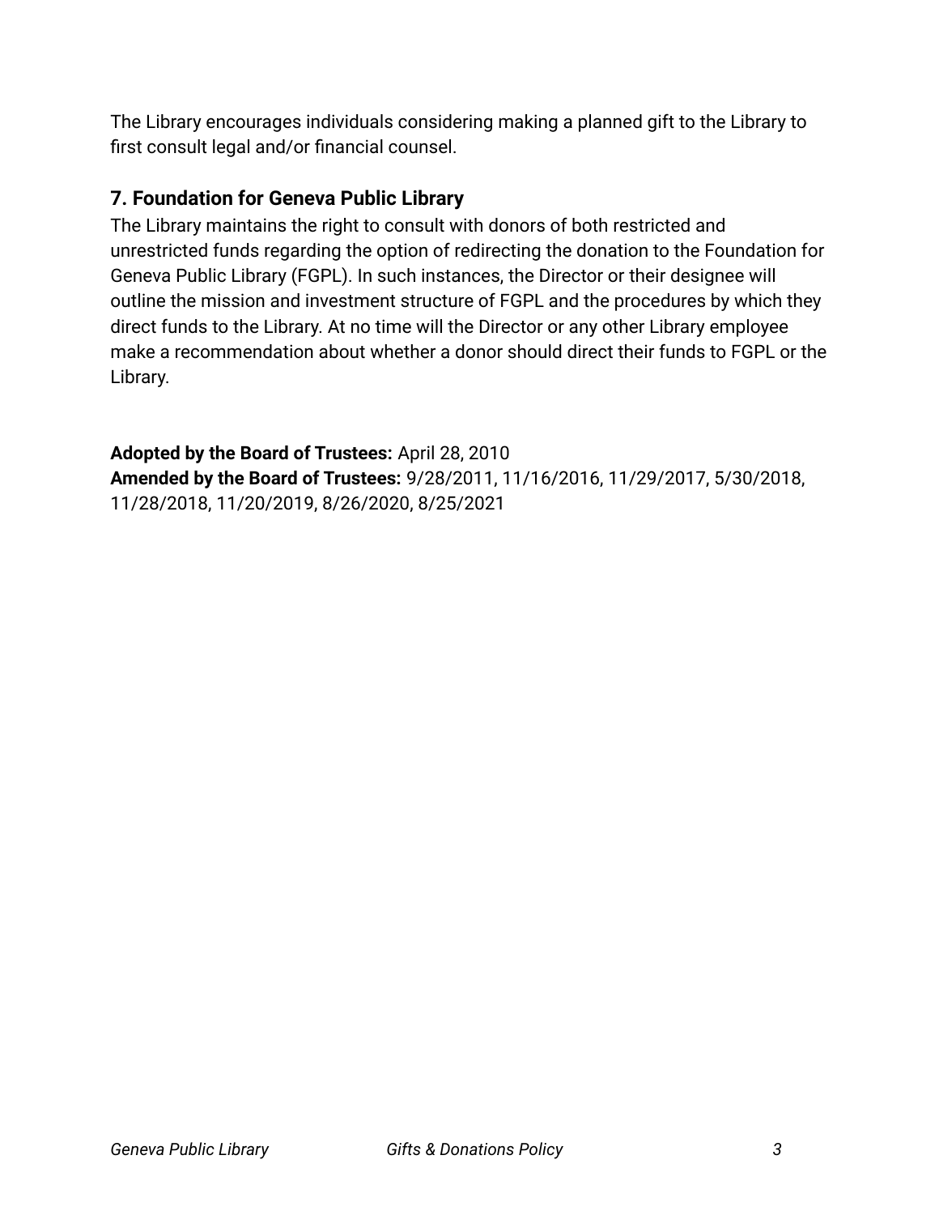The Library encourages individuals considering making a planned gift to the Library to first consult legal and/or financial counsel.

## 7. Foundation for Geneva Public Library

The Library maintains the right to consult with donors of both restricted and unrestricted funds regarding the option of redirecting the donation to the Foundation for Geneva Public Library (FGPL). In such instances, the Director or their designee will outline the mission and investment structure of FGPL and the procedures by which they direct funds to the Library. At no time will the Director or any other Library employee make a recommendation about whether a donor should direct their funds to FGPL or the Library.

**Adopted by the Board of Trustees:** April 28, 2010
**Amended by the Board of Trustees:** 9/28/2011, 11/16/2016, 11/29/2017, 5/30/2018, 11/28/2018, 11/20/2019, 8/26/2020, 8/25/2021